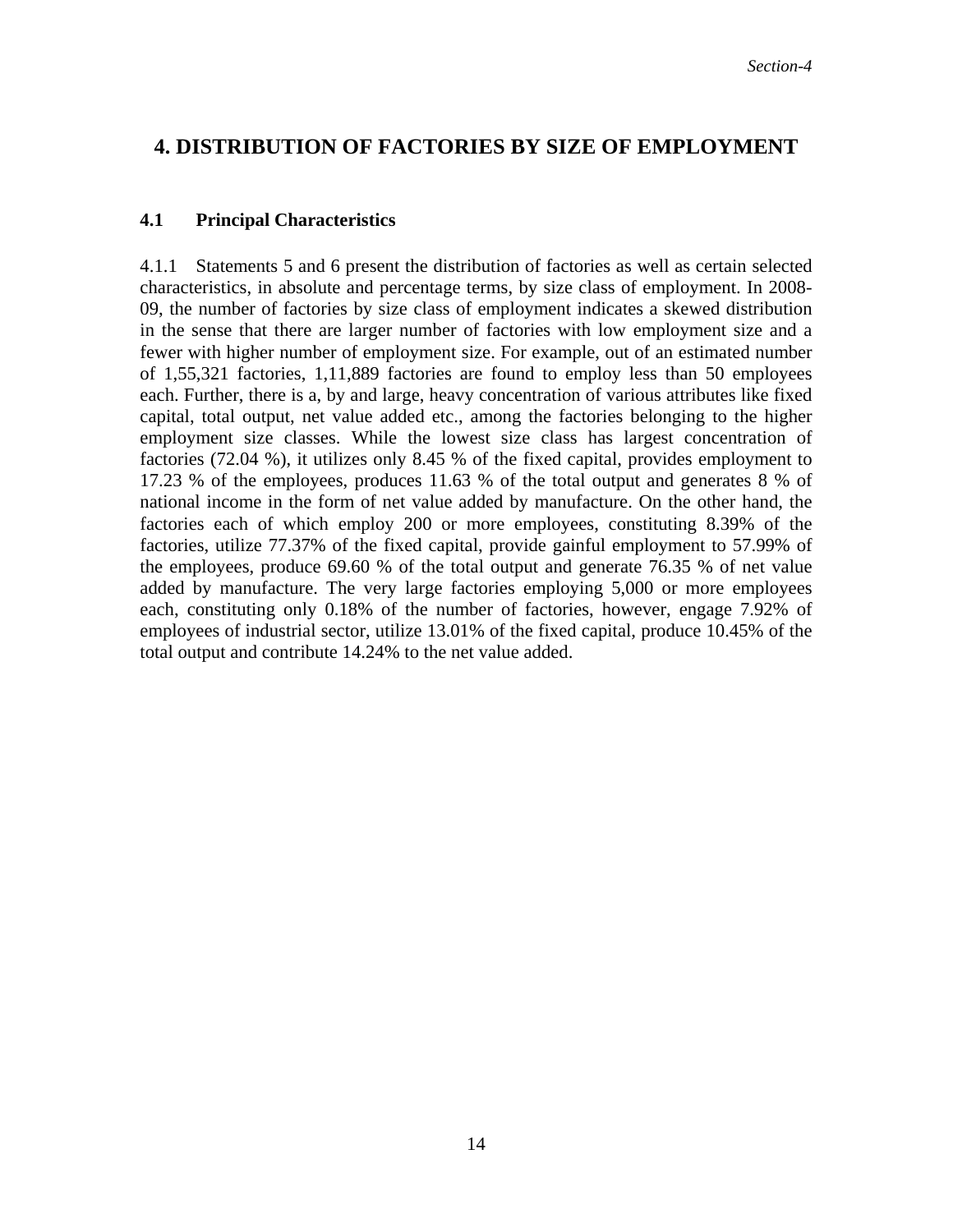# 4. DISTRIBUTION OF FACTORIES BY SIZE OF EMPLOYMENT

## 4.1 Principal Characteristics

4.1.1 Statements 5 and 6 present the distribution of factories as well as certain selected characteristics, in absolute and percentage terms, by size class of employment. In 2008-09, the number of factories by size class of employment indicates a skewed distribution in the sense that there are larger number of factories with low employment size and a fewer with higher number of employment size. For example, out of an estimated number of 1,55,321 factories, 1,11,889 factories are found to employ less than 50 employees each. Further, there is a, by and large, heavy concentration of various attributes like fixed capital, total output, net value added etc., among the factories belonging to the higher employment size classes. While the lowest size class has largest concentration of factories (72.04 %), it utilizes only 8.45 % of the fixed capital, provides employment to 17.23 % of the employees, produces 11.63 % of the total output and generates 8 % of national income in the form of net value added by manufacture. On the other hand, the factories each of which employ 200 or more employees, constituting 8.39% of the factories, utilize 77.37% of the fixed capital, provide gainful employment to 57.99% of the employees, produce 69.60 % of the total output and generate 76.35 % of net value added by manufacture. The very large factories employing 5,000 or more employees each, constituting only 0.18% of the number of factories, however, engage 7.92% of employees of industrial sector, utilize 13.01% of the fixed capital, produce 10.45% of the total output and contribute 14.24% to the net value added.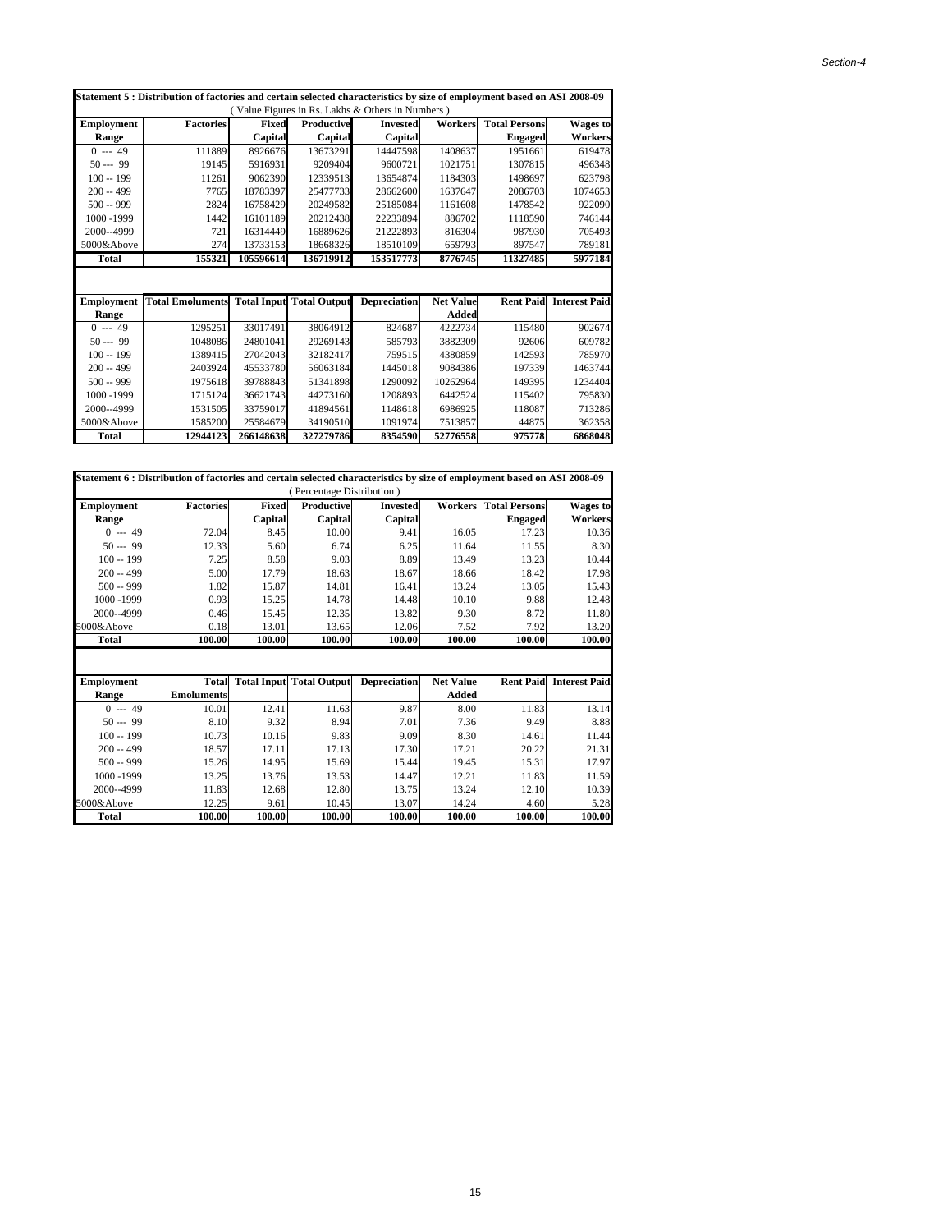**Statement 5 : Distribution of factories and certain selected characteristics by size of employment based on ASI 2008-09**

( Value Figures in Rs. Lakhs & Others in Numbers )

| Employment Range | Factories | Fixed Capital | Productive Capital | Invested Capital | Workers | Total Persons Engaged | Wages to Workers |
|---|---|---|---|---|---|---|---|
| 0 --- 49 | 111889 | 8926676 | 13673291 | 14447598 | 1408637 | 1951661 | 619478 |
| 50 --- 99 | 19145 | 5916931 | 9209404 | 9600721 | 1021751 | 1307815 | 496348 |
| 100 -- 199 | 11261 | 9062390 | 12339513 | 13654874 | 1184303 | 1498697 | 623798 |
| 200 -- 499 | 7765 | 18783397 | 25477733 | 28662600 | 1637647 | 2086703 | 1074653 |
| 500 -- 999 | 2824 | 16758429 | 20249582 | 25185084 | 1161608 | 1478542 | 922090 |
| 1000 -1999 | 1442 | 16101189 | 20212438 | 22233894 | 886702 | 1118590 | 746144 |
| 2000--4999 | 721 | 16314449 | 16889626 | 21222893 | 816304 | 987930 | 705493 |
| 5000&Above | 274 | 13733153 | 18668326 | 18510109 | 659793 | 897547 | 789181 |
| **Total** | **155321** | **105596614** | **136719912** | **153517773** | **8776745** | **11327485** | **5977184** |

| Employment Range | Total Emoluments | Total Input | Total Output | Depreciation | Net Value Added | Rent Paid | Interest Paid |
|---|---|---|---|---|---|---|---|
| 0 --- 49 | 1295251 | 33017491 | 38064912 | 824687 | 4222734 | 115480 | 902674 |
| 50 --- 99 | 1048086 | 24801041 | 29269143 | 585793 | 3882309 | 92606 | 609782 |
| 100 -- 199 | 1389415 | 27042043 | 32182417 | 759515 | 4380859 | 142593 | 785970 |
| 200 -- 499 | 2403924 | 45533780 | 56063184 | 1445018 | 9084386 | 197339 | 1463744 |
| 500 -- 999 | 1975618 | 39788843 | 51341898 | 1290092 | 10262964 | 149395 | 1234404 |
| 1000 -1999 | 1715124 | 36621743 | 44273160 | 1208893 | 6442524 | 115402 | 795830 |
| 2000--4999 | 1531505 | 33759017 | 41894561 | 1148618 | 6986925 | 118087 | 713286 |
| 5000&Above | 1585200 | 25584679 | 34190510 | 1091974 | 7513857 | 44875 | 362358 |
| **Total** | **12944123** | **266148638** | **327279786** | **8354590** | **52776558** | **975778** | **6868048** |

**Statement 6 : Distribution of factories and certain selected characteristics by size of employment based on ASI 2008-09**

( Percentage Distribution )

| Employment Range | Factories | Fixed Capital | Productive Capital | Invested Capital | Workers | Total Persons Engaged | Wages to Workers |
|---|---|---|---|---|---|---|---|
| 0 --- 49 | 72.04 | 8.45 | 10.00 | 9.41 | 16.05 | 17.23 | 10.36 |
| 50 --- 99 | 12.33 | 5.60 | 6.74 | 6.25 | 11.64 | 11.55 | 8.30 |
| 100 -- 199 | 7.25 | 8.58 | 9.03 | 8.89 | 13.49 | 13.23 | 10.44 |
| 200 -- 499 | 5.00 | 17.79 | 18.63 | 18.67 | 18.66 | 18.42 | 17.98 |
| 500 -- 999 | 1.82 | 15.87 | 14.81 | 16.41 | 13.24 | 13.05 | 15.43 |
| 1000 -1999 | 0.93 | 15.25 | 14.78 | 14.48 | 10.10 | 9.88 | 12.48 |
| 2000--4999 | 0.46 | 15.45 | 12.35 | 13.82 | 9.30 | 8.72 | 11.80 |
| 5000&Above | 0.18 | 13.01 | 13.65 | 12.06 | 7.52 | 7.92 | 13.20 |
| **Total** | **100.00** | **100.00** | **100.00** | **100.00** | **100.00** | **100.00** | **100.00** |

| Employment Range | Total Emoluments | Total Input | Total Output | Depreciation | Net Value Added | Rent Paid | Interest Paid |
|---|---|---|---|---|---|---|---|
| 0 --- 49 | 10.01 | 12.41 | 11.63 | 9.87 | 8.00 | 11.83 | 13.14 |
| 50 --- 99 | 8.10 | 9.32 | 8.94 | 7.01 | 7.36 | 9.49 | 8.88 |
| 100 -- 199 | 10.73 | 10.16 | 9.83 | 9.09 | 8.30 | 14.61 | 11.44 |
| 200 -- 499 | 18.57 | 17.11 | 17.13 | 17.30 | 17.21 | 20.22 | 21.31 |
| 500 -- 999 | 15.26 | 14.95 | 15.69 | 15.44 | 19.45 | 15.31 | 17.97 |
| 1000 -1999 | 13.25 | 13.76 | 13.53 | 14.47 | 12.21 | 11.83 | 11.59 |
| 2000--4999 | 11.83 | 12.68 | 12.80 | 13.75 | 13.24 | 12.10 | 10.39 |
| 5000&Above | 12.25 | 9.61 | 10.45 | 13.07 | 14.24 | 4.60 | 5.28 |
| **Total** | **100.00** | **100.00** | **100.00** | **100.00** | **100.00** | **100.00** | **100.00** |